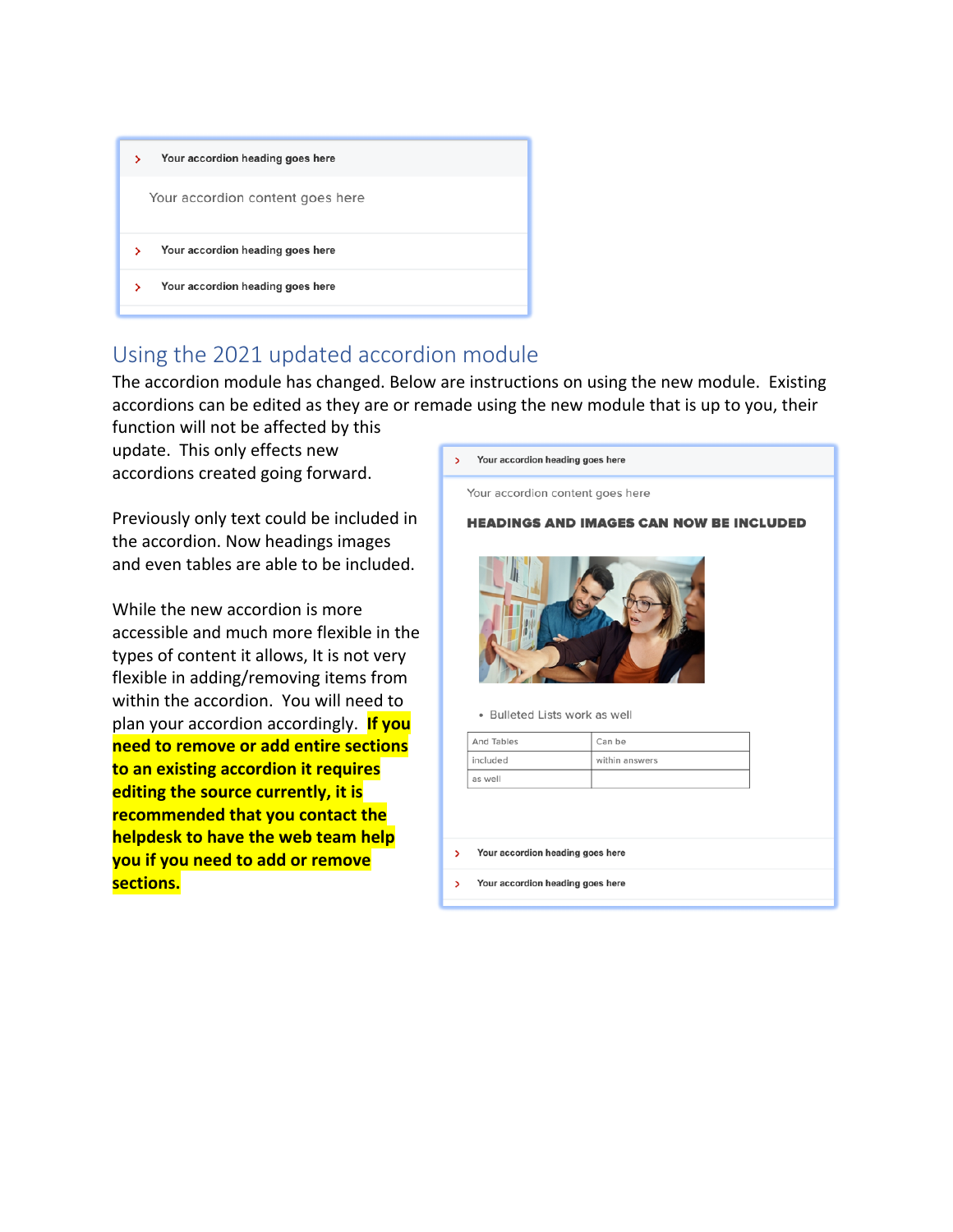## Using the 2021 updated accordion module

The accordion module has changed. Below are instructions on using the new module. Existing accordions can be edited as they are or remade using the new module that is up to you, their function will not be affected by this update. This only effects new accordions created going forward.

Previously only text could be included in the accordion. Now headings images and even tables are able to be included.

While the new accordion is more accessible and much more flexible in the types of content it allows, It is not very flexible in adding/removing items from within the accordion. You will need to plan your accordion accordingly. **If you need to remove or add entire sections to an existing accordion it requires editing the source currently, it is recommended that you contact the helpdesk to have the web team help you if you need to add or remove sections.**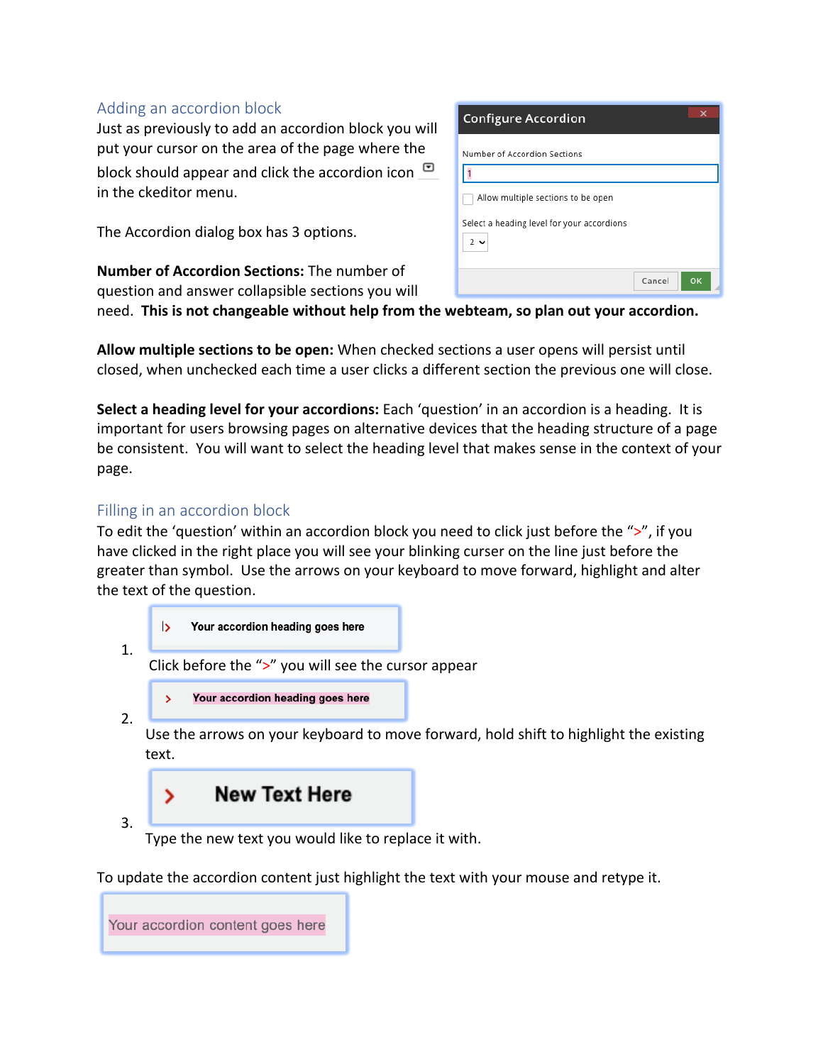## Adding an accordion block

Just as previously to add an accordion block you will put your cursor on the area of the page where the block should appear and click the accordion icon in the ckeditor menu.

The Accordion dialog box has 3 options.

**Number of Accordion Sections:** The number of question and answer collapsible sections you will need. **This is not changeable without help from the webteam, so plan out your accordion.**

**Allow multiple sections to be open:** When checked sections a user opens will persist until closed, when unchecked each time a user clicks a different section the previous one will close.

**Select a heading level for your accordions:** Each 'question' in an accordion is a heading. It is important for users browsing pages on alternative devices that the heading structure of a page be consistent. You will want to select the heading level that makes sense in the context of your page.

## Filling in an accordion block

To edit the 'question' within an accordion block you need to click just before the ">", if you have clicked in the right place you will see your blinking curser on the line just before the greater than symbol. Use the arrows on your keyboard to move forward, highlight and alter the text of the question.

1. Click before the ">" you will see the cursor appear
2. Use the arrows on your keyboard to move forward, hold shift to highlight the existing text.
3. Type the new text you would like to replace it with.

To update the accordion content just highlight the text with your mouse and retype it.